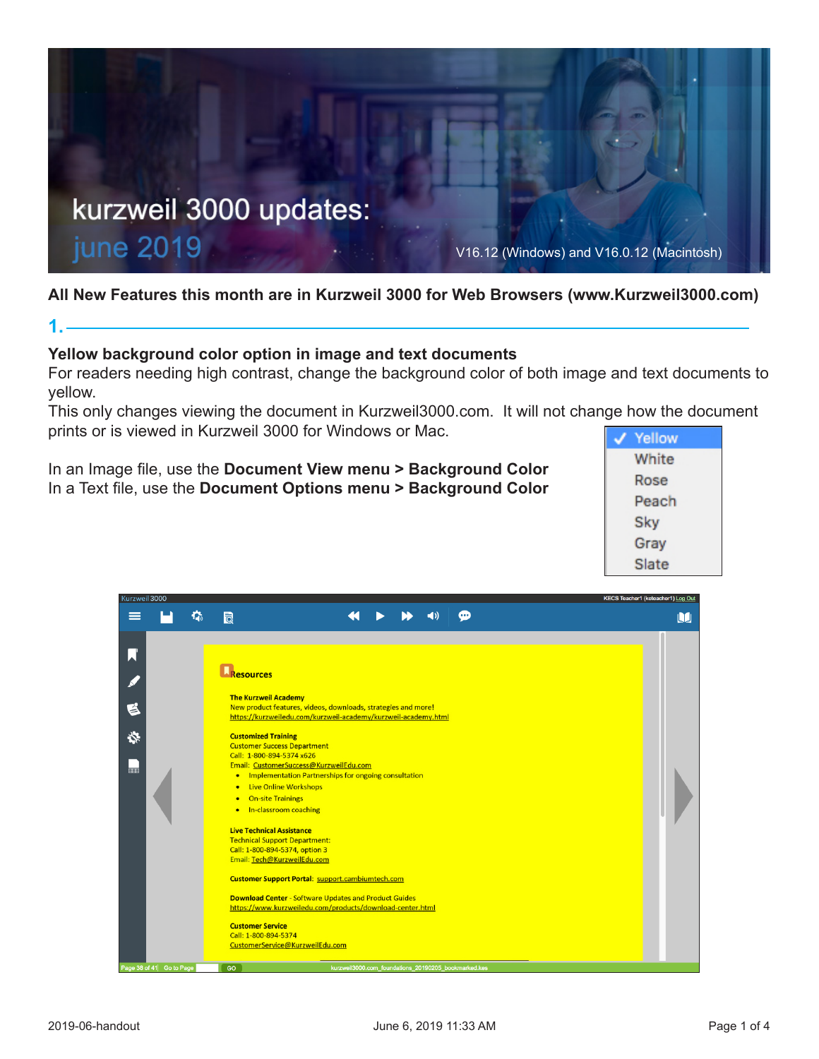# kurzweil 3000 updates: june 2019

V16.12 (Windows) and V16.0.12 (Macintosh)

**All New Features this month are in Kurzweil 3000 for Web Browsers (www.Kurzweil3000.com)**

## 1.

**Yellow background color option in image and text documents**

For readers needing high contrast, change the background color of both image and text documents to yellow.

This only changes viewing the document in Kurzweil3000.com. It will not change how the document prints or is viewed in Kurzweil 3000 for Windows or Mac.

In an Image file, use the **Document View menu > Background Color**
In a Text file, use the **Document Options menu > Background Color**

- ✓ Yellow
- White
- Rose
- Peach
- Sky
- Gray
- Slate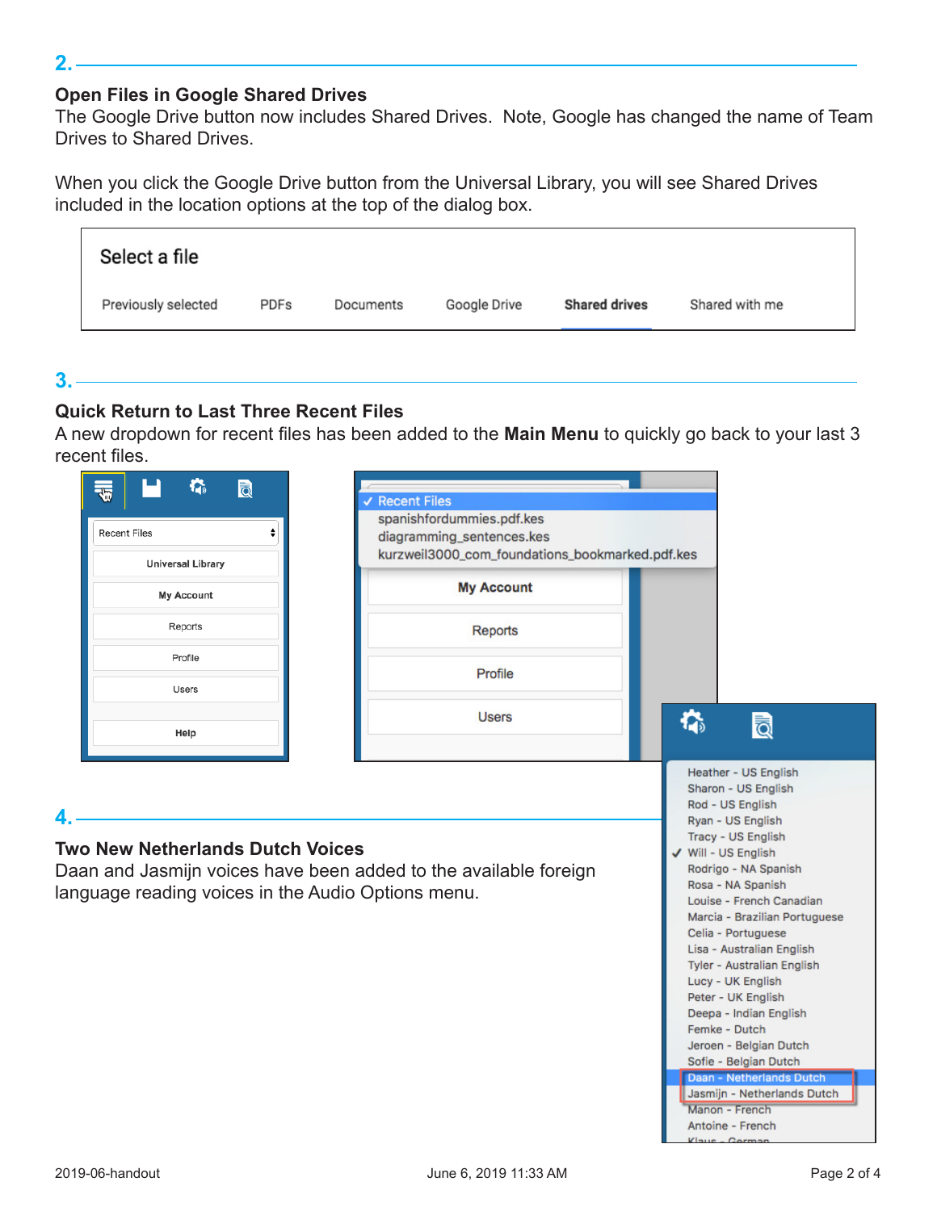## 2.

### Open Files in Google Shared Drives

The Google Drive button now includes Shared Drives. Note, Google has changed the name of Team Drives to Shared Drives.

When you click the Google Drive button from the Universal Library, you will see Shared Drives included in the location options at the top of the dialog box.

## 3.

### Quick Return to Last Three Recent Files

A new dropdown for recent files has been added to the **Main Menu** to quickly go back to your last 3 recent files.

## 4.

### Two New Netherlands Dutch Voices

Daan and Jasmijn voices have been added to the available foreign language reading voices in the Audio Options menu.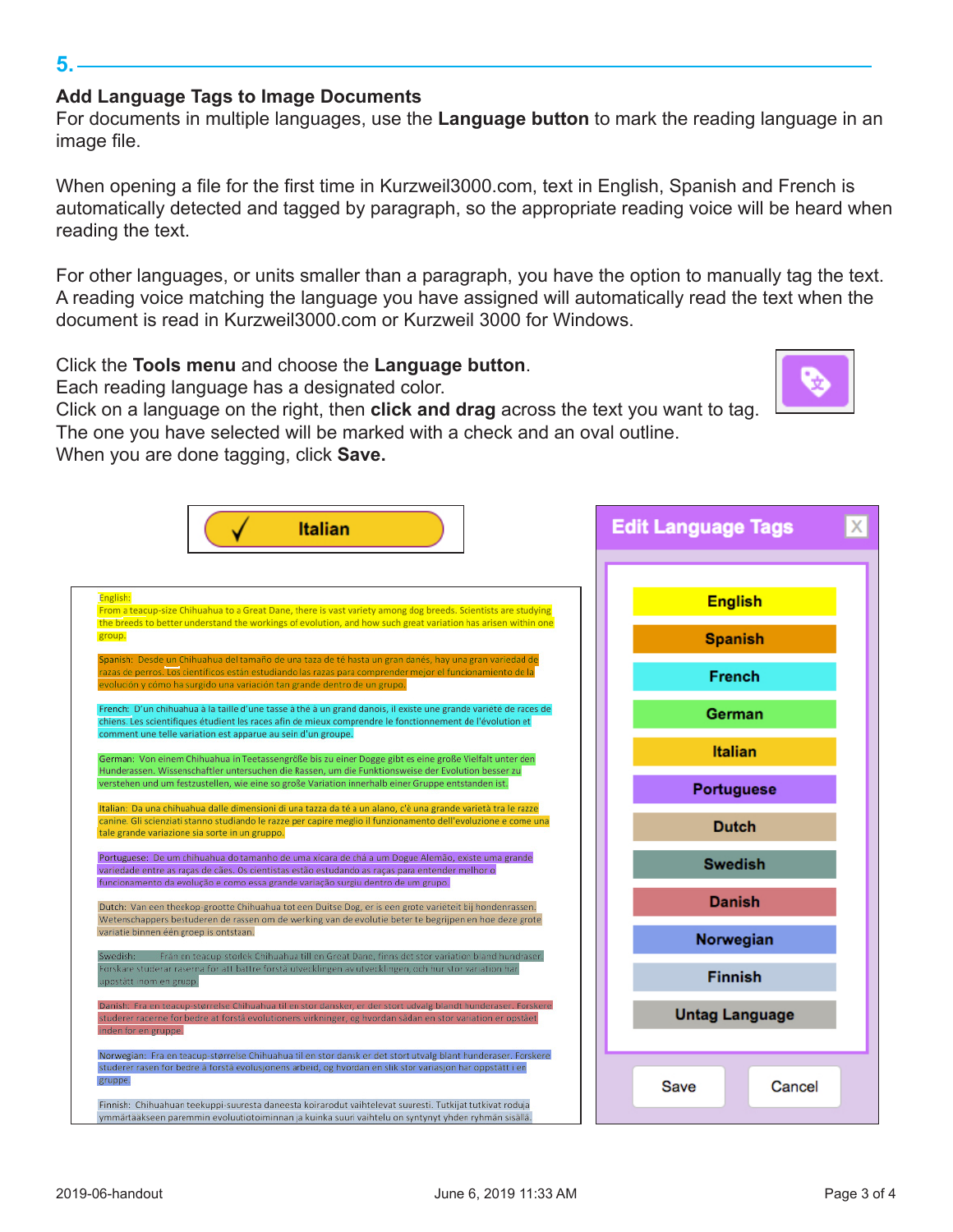## 5.

### Add Language Tags to Image Documents

For documents in multiple languages, use the **Language button** to mark the reading language in an image file.

When opening a file for the first time in Kurzweil3000.com, text in English, Spanish and French is automatically detected and tagged by paragraph, so the appropriate reading voice will be heard when reading the text.

For other languages, or units smaller than a paragraph, you have the option to manually tag the text. A reading voice matching the language you have assigned will automatically read the text when the document is read in Kurzweil3000.com or Kurzweil 3000 for Windows.

Click the **Tools menu** and choose the **Language button**.
Each reading language has a designated color.
Click on a language on the right, then **click and drag** across the text you want to tag.
The one you have selected will be marked with a check and an oval outline.
When you are done tagging, click **Save.**

✓ Italian

English:
From a teacup-size Chihuahua to a Great Dane, there is vast variety among dog breeds. Scientists are studying the breeds to better understand the workings of evolution, and how such great variation has arisen within one group.

Spanish: Desde un Chihuahua del tamaño de una taza de té hasta un gran danés, hay una gran variedad de razas de perros. Los científicos están estudiando las razas para comprender mejor el funcionamiento de la evolución y cómo ha surgido una variación tan grande dentro de un grupo.

French: D'un chihuahua à la taille d'une tasse à thé à un grand danois, il existe une grande variété de races de chiens. Les scientifiques étudient les races afin de mieux comprendre le fonctionnement de l'évolution et comment une telle variation est apparue au sein d'un groupe.

German: Von einem Chihuahua in Teetassengröße bis zu einer Dogge gibt es eine große Vielfalt unter den Hunderassen. Wissenschaftler untersuchen die Rassen, um die Funktionsweise der Evolution besser zu verstehen und um festzustellen, wie eine so große Variation innerhalb einer Gruppe entstanden ist.

Italian: Da una chihuahua dalle dimensioni di una tazza da tè a un alano, c'è una grande varietà tra le razze canine. Gli scienziati stanno studiando le razze per capire meglio il funzionamento dell'evoluzione e come una tale grande variazione sia sorta in un gruppo.

Portuguese: De um chihuahua do tamanho de uma xícara de chá a um Dogue Alemão, existe uma grande variedade entre as raças de cães. Os cientistas estão estudando as raças para entender melhor o funcionamento da evolução e como essa grande variação surgiu dentro de um grupo.

Dutch: Van een theekop-grootte Chihuahua tot een Duitse Dog, er is een grote variëteit bij hondenrassen. Wetenschappers bestuderen de rassen om de werking van de evolutie beter te begrijpen en hoe deze grote variatie binnen één groep is ontstaan.

Swedish: Från en teacup storlek Chihuahua till en Great Dane, finns det stor variation bland hundraser. Forskare studerar raserna för att bättre förstå utvecklingen av utvecklingen, och hur stor variation har uppstått inom en grupp.

Danish: Fra en teacup-størrelse Chihuahua til en stor dansker, er der stort udvalg blandt hunderaser. Forskere studerer racerne for bedre at forstå evolutionens virkninger, og hvordan sådan en stor variation er opstået inden for en gruppe.

Norwegian: Fra en teacup-størrelse Chihuahua til en stor dansk er det stort utvalg blant hunderaser. Forskere studerer rasen for bedre å forstå evolusjonens arbeid, og hvordan en slik stor variasjon har oppstått i en gruppe.

Finnish: Chihuahuan teekuppi-suuresta daneesta koirarodut vaihtelevat suuresti. Tutkijat tutkivat roduja ymmärtääkseen paremmin evoluutiotoiminnan ja kuinka suuri vaihtelu on syntynyt yhden ryhmän sisällä.

**Edit Language Tags**

- English
- Spanish
- French
- German
- Italian
- Portuguese
- Dutch
- Swedish
- Danish
- Norwegian
- Finnish
- Untag Language

Save | Cancel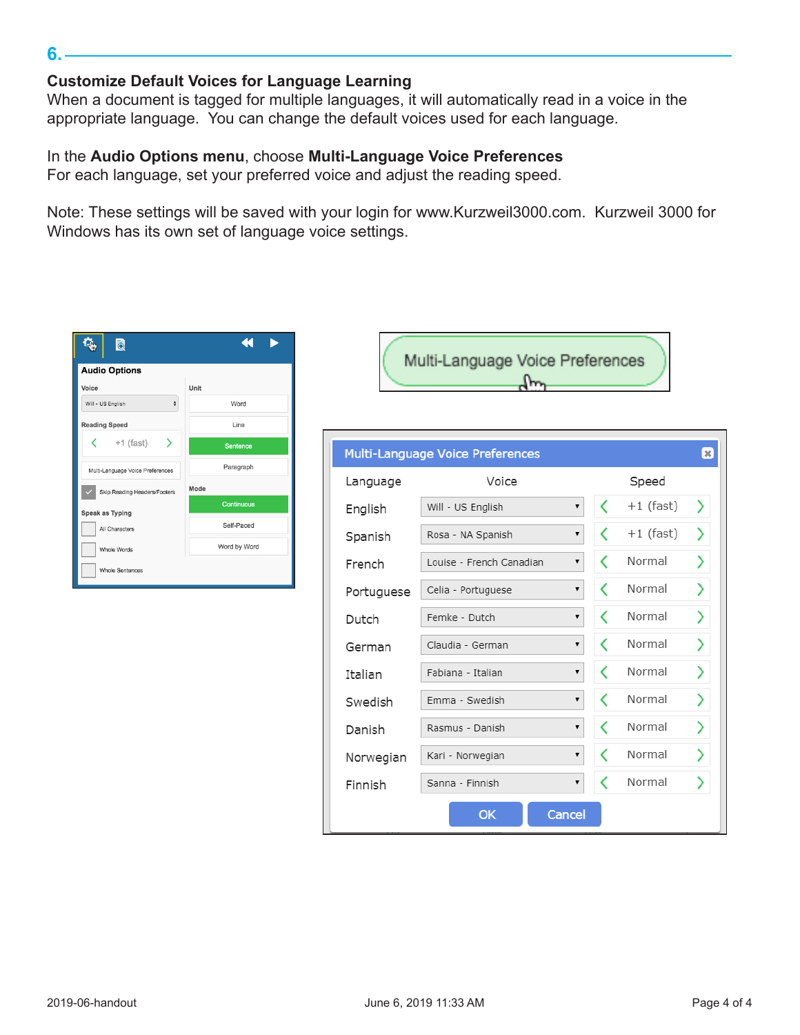## 6.

### Customize Default Voices for Language Learning

When a document is tagged for multiple languages, it will automatically read in a voice in the appropriate language. You can change the default voices used for each language.

In the **Audio Options menu**, choose **Multi-Language Voice Preferences**
For each language, set your preferred voice and adjust the reading speed.

Note: These settings will be saved with your login for www.Kurzweil3000.com. Kurzweil 3000 for Windows has its own set of language voice settings.